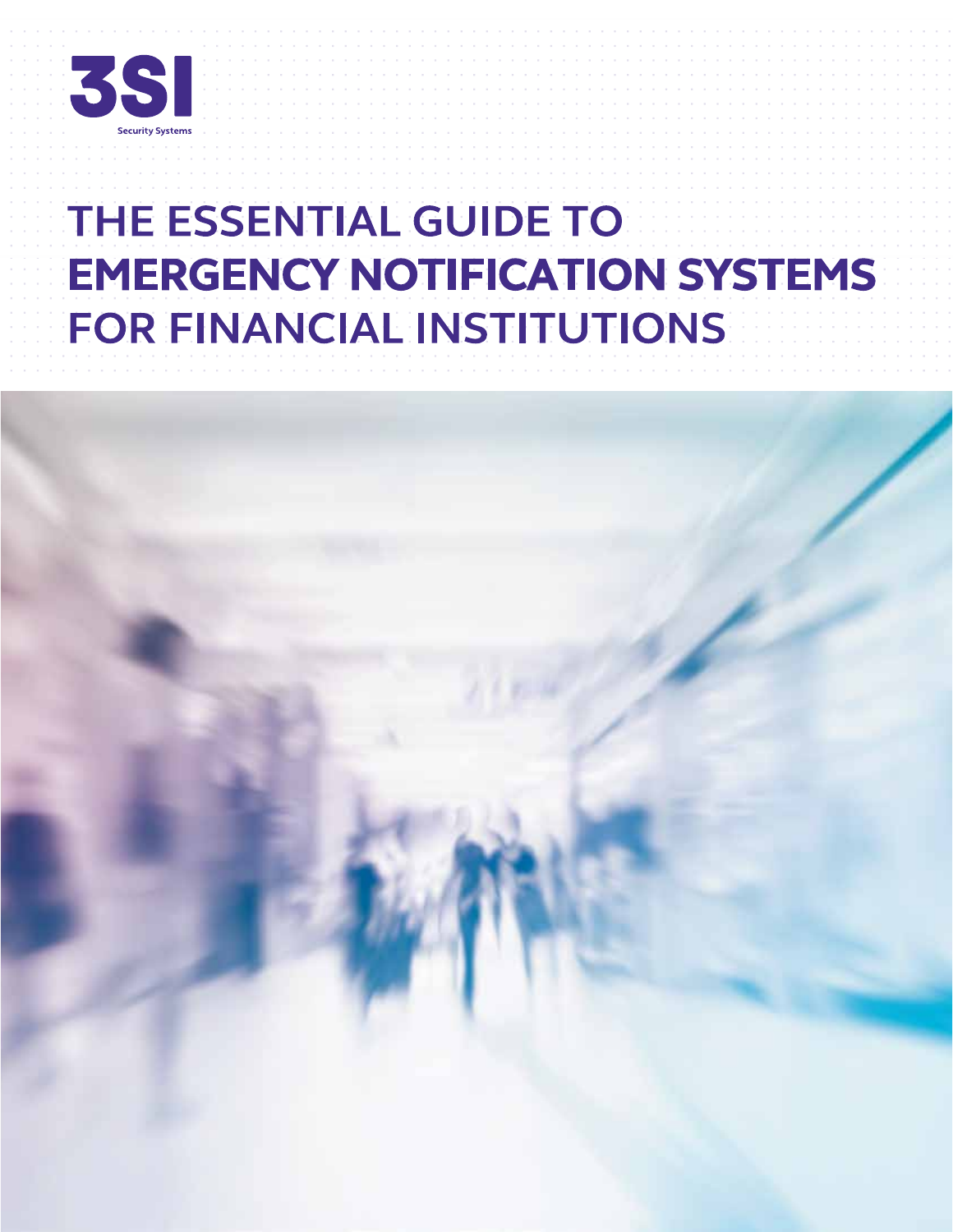3SI

Security Systems

# THE ESSENTIAL GUIDE TO **EMERGENCY NOTIFICATION SYSTEMS** FOR FINANCIAL INSTITUTIONS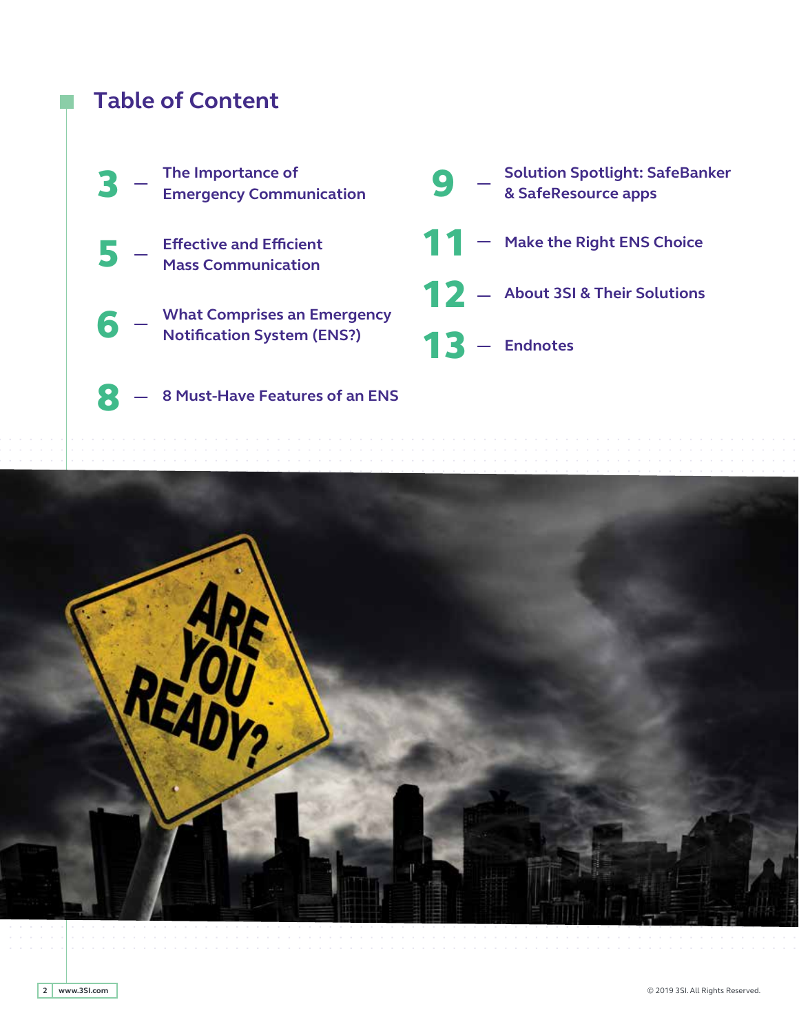## Table of Content

3 — The Importance of Emergency Communication

5 — Effective and Efficient Mass Communication

6 — What Comprises an Emergency Notification System (ENS?)

8 — 8 Must-Have Features of an ENS

9 — Solution Spotlight: SafeBanker & SafeResource apps

11 — Make the Right ENS Choice

12 — About 3SI & Their Solutions

13 — Endnotes

www.3SI.com

© 2019 3SI. All Rights Reserved.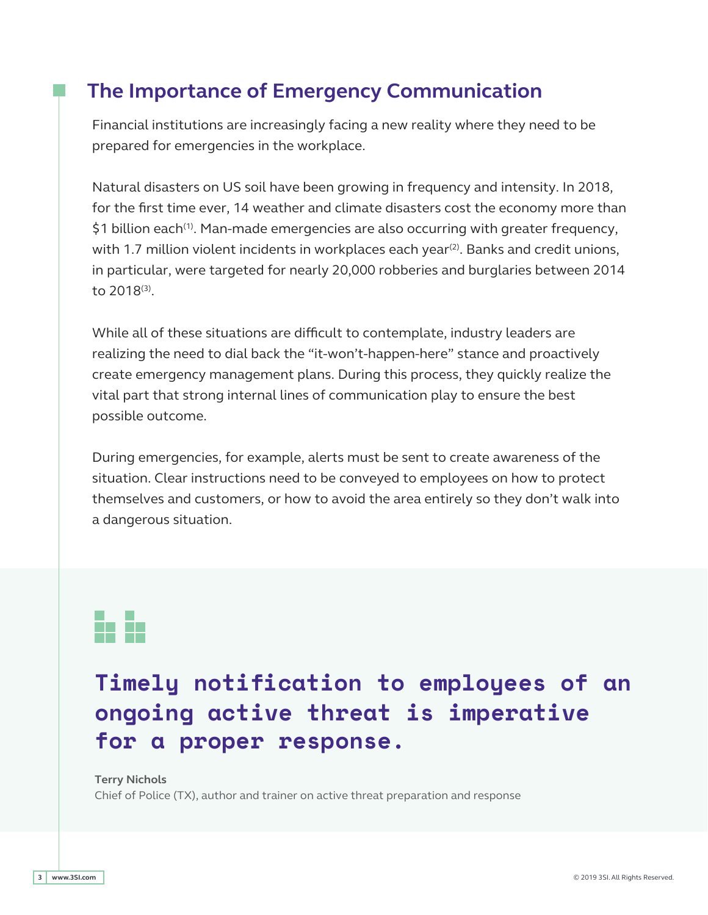## The Importance of Emergency Communication

Financial institutions are increasingly facing a new reality where they need to be prepared for emergencies in the workplace.

Natural disasters on US soil have been growing in frequency and intensity. In 2018, for the first time ever, 14 weather and climate disasters cost the economy more than $1 billion each[(1)]. Man-made emergencies are also occurring with greater frequency, with 1.7 million violent incidents in workplaces each year[(2)]. Banks and credit unions, in particular, were targeted for nearly 20,000 robberies and burglaries between 2014 to 2018[(3)].

While all of these situations are difficult to contemplate, industry leaders are realizing the need to dial back the "it-won't-happen-here" stance and proactively create emergency management plans. During this process, they quickly realize the vital part that strong internal lines of communication play to ensure the best possible outcome.

During emergencies, for example, alerts must be sent to create awareness of the situation. Clear instructions need to be conveyed to employees on how to protect themselves and customers, or how to avoid the area entirely so they don't walk into a dangerous situation.

> **Timely notification to employees of an ongoing active threat is imperative for a proper response.**
>
> **Terry Nichols**
> Chief of Police (TX), author and trainer on active threat preparation and response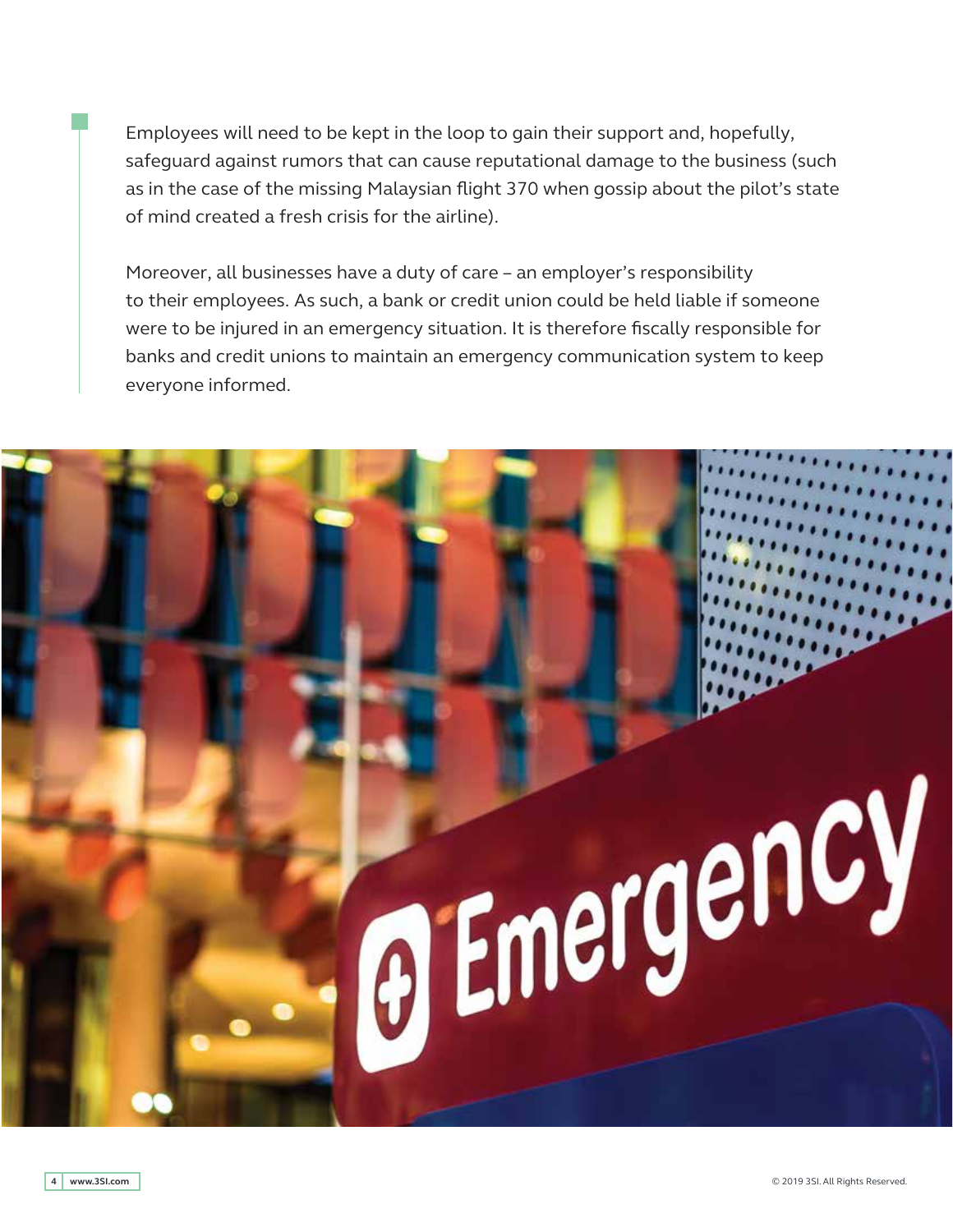Employees will need to be kept in the loop to gain their support and, hopefully, safeguard against rumors that can cause reputational damage to the business (such as in the case of the missing Malaysian flight 370 when gossip about the pilot's state of mind created a fresh crisis for the airline).

Moreover, all businesses have a duty of care – an employer's responsibility to their employees. As such, a bank or credit union could be held liable if someone were to be injured in an emergency situation. It is therefore fiscally responsible for banks and credit unions to maintain an emergency communication system to keep everyone informed.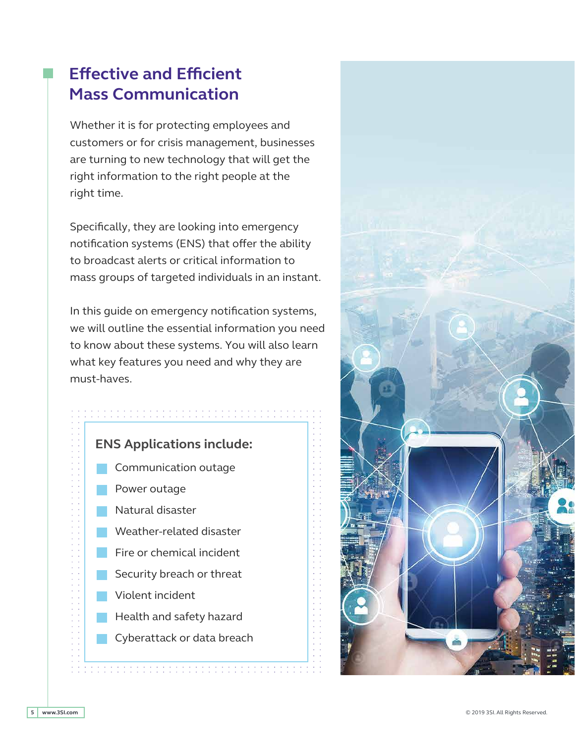# Effective and Efficient Mass Communication

Whether it is for protecting employees and customers or for crisis management, businesses are turning to new technology that will get the right information to the right people at the right time.

Specifically, they are looking into emergency notification systems (ENS) that offer the ability to broadcast alerts or critical information to mass groups of targeted individuals in an instant.

In this guide on emergency notification systems, we will outline the essential information you need to know about these systems. You will also learn what key features you need and why they are must-haves.

### ENS Applications include:

- Communication outage
- Power outage
- Natural disaster
- Weather-related disaster
- Fire or chemical incident
- Security breach or threat
- Violent incident
- Health and safety hazard
- Cyberattack or data breach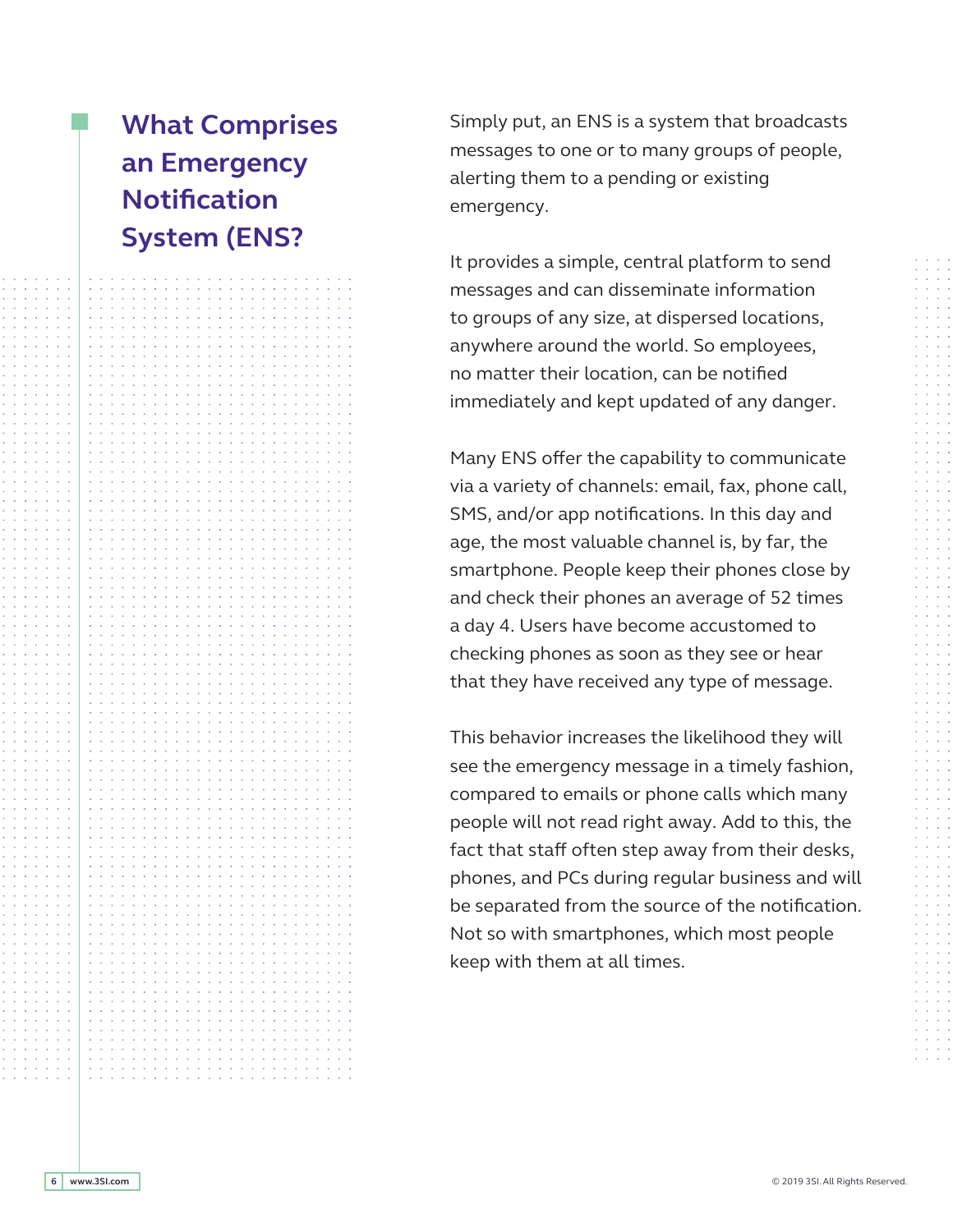## What Comprises an Emergency Notification System (ENS?

Simply put, an ENS is a system that broadcasts messages to one or to many groups of people, alerting them to a pending or existing emergency.

It provides a simple, central platform to send messages and can disseminate information to groups of any size, at dispersed locations, anywhere around the world. So employees, no matter their location, can be notified immediately and kept updated of any danger.

Many ENS offer the capability to communicate via a variety of channels: email, fax, phone call, SMS, and/or app notifications. In this day and age, the most valuable channel is, by far, the smartphone. People keep their phones close by and check their phones an average of 52 times a day 4. Users have become accustomed to checking phones as soon as they see or hear that they have received any type of message.

This behavior increases the likelihood they will see the emergency message in a timely fashion, compared to emails or phone calls which many people will not read right away. Add to this, the fact that staff often step away from their desks, phones, and PCs during regular business and will be separated from the source of the notification. Not so with smartphones, which most people keep with them at all times.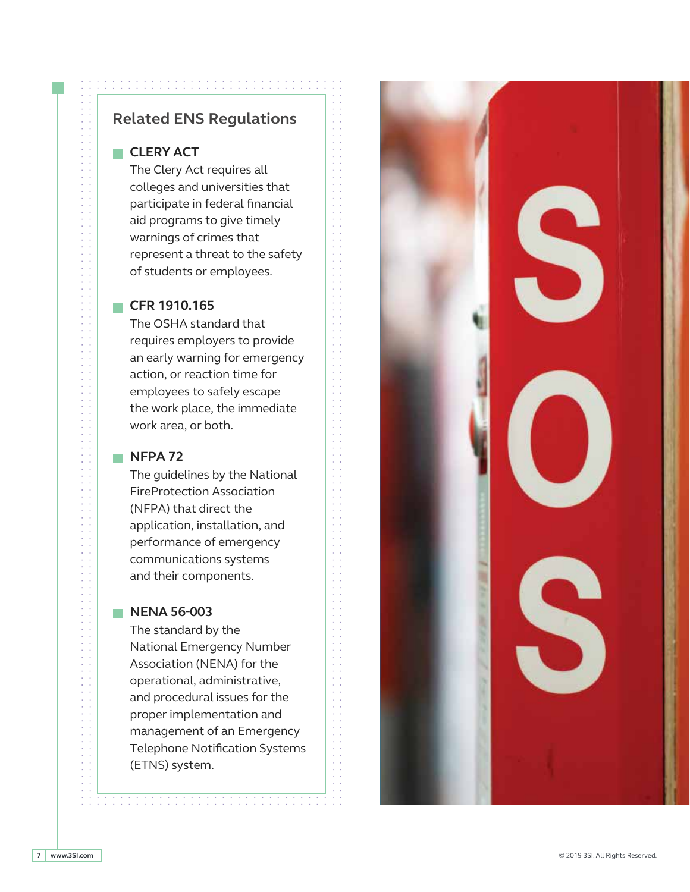## Related ENS Regulations

### CLERY ACT

The Clery Act requires all colleges and universities that participate in federal financial aid programs to give timely warnings of crimes that represent a threat to the safety of students or employees.

### CFR 1910.165

The OSHA standard that requires employers to provide an early warning for emergency action, or reaction time for employees to safely escape the work place, the immediate work area, or both.

### NFPA 72

The guidelines by the National FireProtection Association (NFPA) that direct the application, installation, and performance of emergency communications systems and their components.

### NENA 56-003

The standard by the National Emergency Number Association (NENA) for the operational, administrative, and procedural issues for the proper implementation and management of an Emergency Telephone Notification Systems (ETNS) system.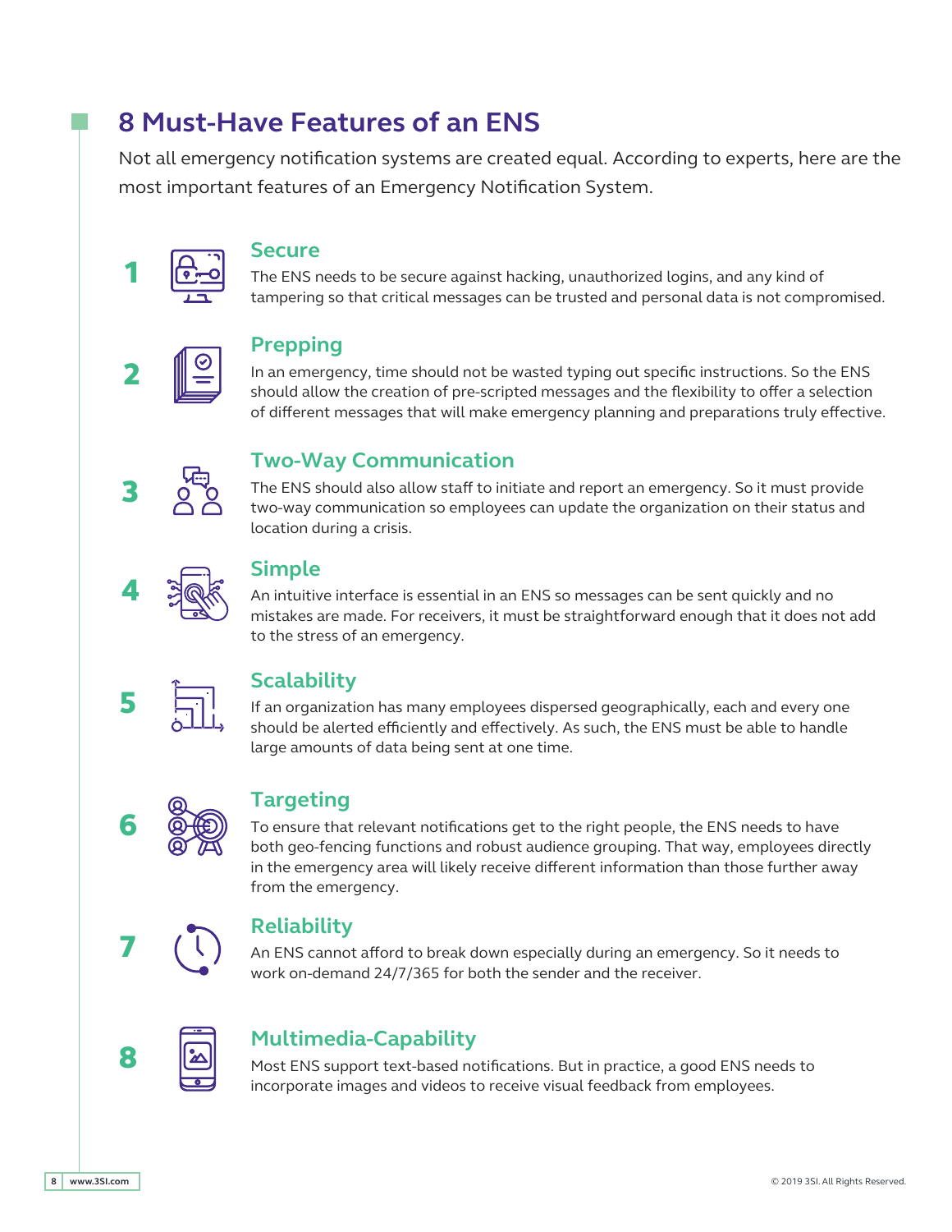# 8 Must-Have Features of an ENS

Not all emergency notification systems are created equal. According to experts, here are the most important features of an Emergency Notification System.

## 1 Secure

The ENS needs to be secure against hacking, unauthorized logins, and any kind of tampering so that critical messages can be trusted and personal data is not compromised.

## 2 Prepping

In an emergency, time should not be wasted typing out specific instructions. So the ENS should allow the creation of pre-scripted messages and the flexibility to offer a selection of different messages that will make emergency planning and preparations truly effective.

## 3 Two-Way Communication

The ENS should also allow staff to initiate and report an emergency. So it must provide two-way communication so employees can update the organization on their status and location during a crisis.

## 4 Simple

An intuitive interface is essential in an ENS so messages can be sent quickly and no mistakes are made. For receivers, it must be straightforward enough that it does not add to the stress of an emergency.

## 5 Scalability

If an organization has many employees dispersed geographically, each and every one should be alerted efficiently and effectively. As such, the ENS must be able to handle large amounts of data being sent at one time.

## 6 Targeting

To ensure that relevant notifications get to the right people, the ENS needs to have both geo-fencing functions and robust audience grouping. That way, employees directly in the emergency area will likely receive different information than those further away from the emergency.

## 7 Reliability

An ENS cannot afford to break down especially during an emergency. So it needs to work on-demand 24/7/365 for both the sender and the receiver.

## 8 Multimedia-Capability

Most ENS support text-based notifications. But in practice, a good ENS needs to incorporate images and videos to receive visual feedback from employees.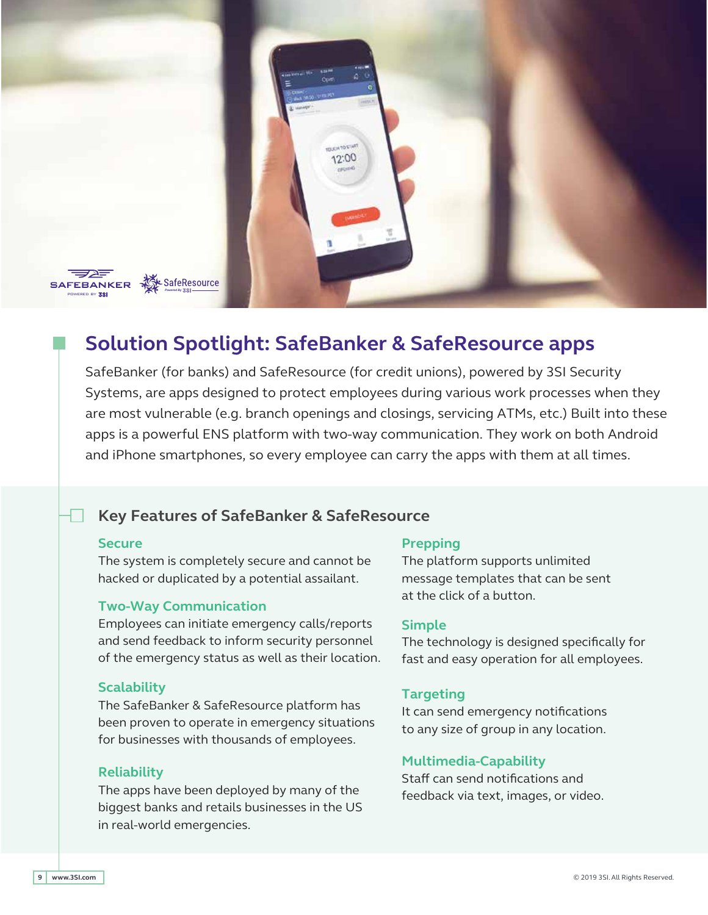## Solution Spotlight: SafeBanker & SafeResource apps

SafeBanker (for banks) and SafeResource (for credit unions), powered by 3SI Security Systems, are apps designed to protect employees during various work processes when they are most vulnerable (e.g. branch openings and closings, servicing ATMs, etc.) Built into these apps is a powerful ENS platform with two-way communication. They work on both Android and iPhone smartphones, so every employee can carry the apps with them at all times.

### Key Features of SafeBanker & SafeResource

**Secure**
The system is completely secure and cannot be hacked or duplicated by a potential assailant.

**Two-Way Communication**
Employees can initiate emergency calls/reports and send feedback to inform security personnel of the emergency status as well as their location.

**Scalability**
The SafeBanker & SafeResource platform has been proven to operate in emergency situations for businesses with thousands of employees.

**Reliability**
The apps have been deployed by many of the biggest banks and retails businesses in the US in real-world emergencies.

**Prepping**
The platform supports unlimited message templates that can be sent at the click of a button.

**Simple**
The technology is designed specifically for fast and easy operation for all employees.

**Targeting**
It can send emergency notifications to any size of group in any location.

**Multimedia-Capability**
Staff can send notifications and feedback via text, images, or video.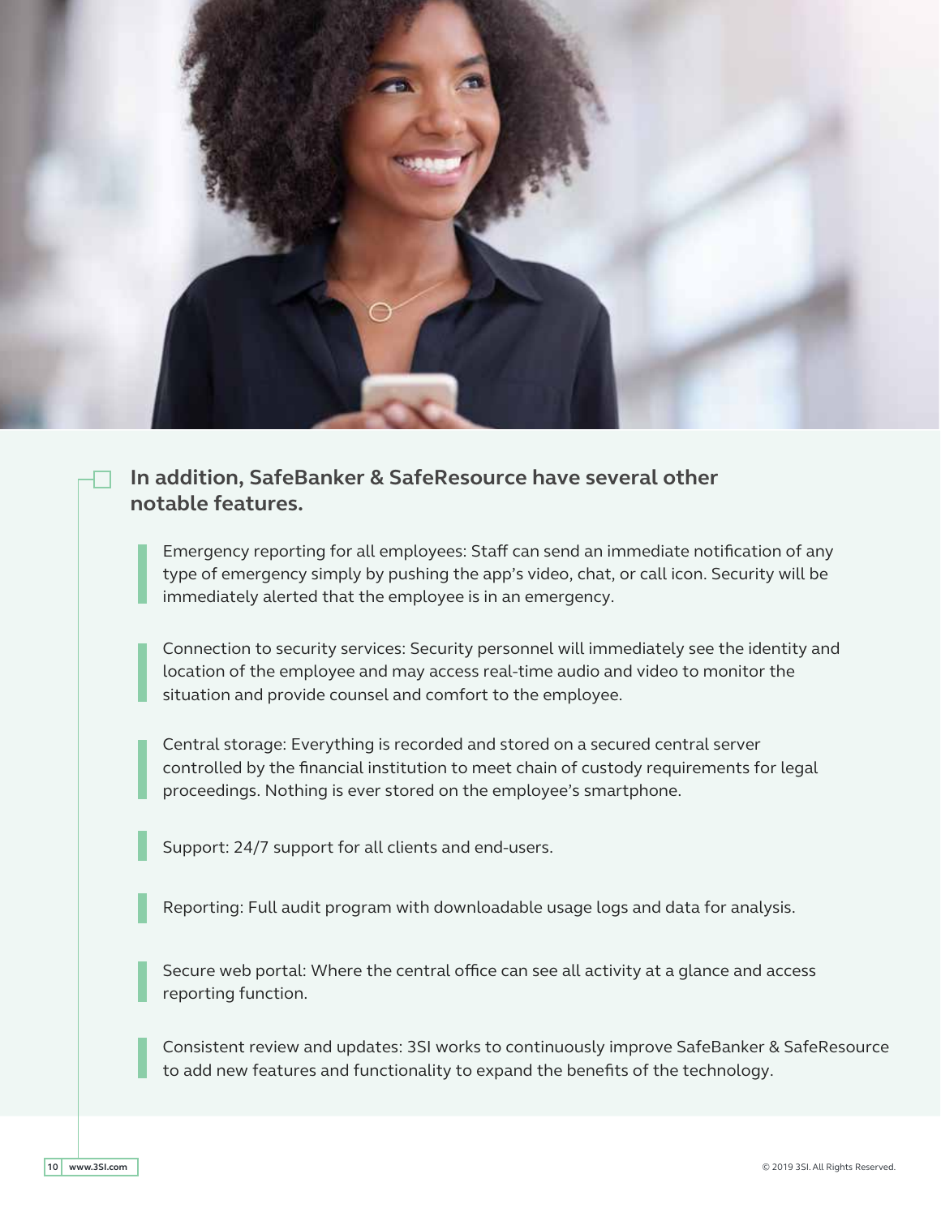## In addition, SafeBanker & SafeResource have several other notable features.

- Emergency reporting for all employees: Staff can send an immediate notification of any type of emergency simply by pushing the app's video, chat, or call icon. Security will be immediately alerted that the employee is in an emergency.

- Connection to security services: Security personnel will immediately see the identity and location of the employee and may access real-time audio and video to monitor the situation and provide counsel and comfort to the employee.

- Central storage: Everything is recorded and stored on a secured central server controlled by the financial institution to meet chain of custody requirements for legal proceedings. Nothing is ever stored on the employee's smartphone.

- Support: 24/7 support for all clients and end-users.

- Reporting: Full audit program with downloadable usage logs and data for analysis.

- Secure web portal: Where the central office can see all activity at a glance and access reporting function.

- Consistent review and updates: 3SI works to continuously improve SafeBanker & SafeResource to add new features and functionality to expand the benefits of the technology.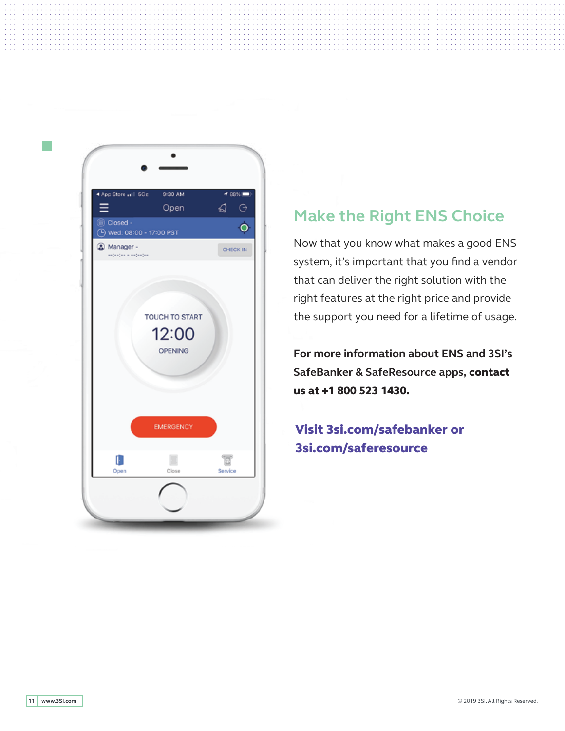## Make the Right ENS Choice

Now that you know what makes a good ENS system, it's important that you find a vendor that can deliver the right solution with the right features at the right price and provide the support you need for a lifetime of usage.

**For more information about ENS and 3SI's SafeBanker & SafeResource apps, contact us at +1 800 523 1430.**

**Visit 3si.com/safebanker or 3si.com/saferesource**

© 2019 3SI. All Rights Reserved.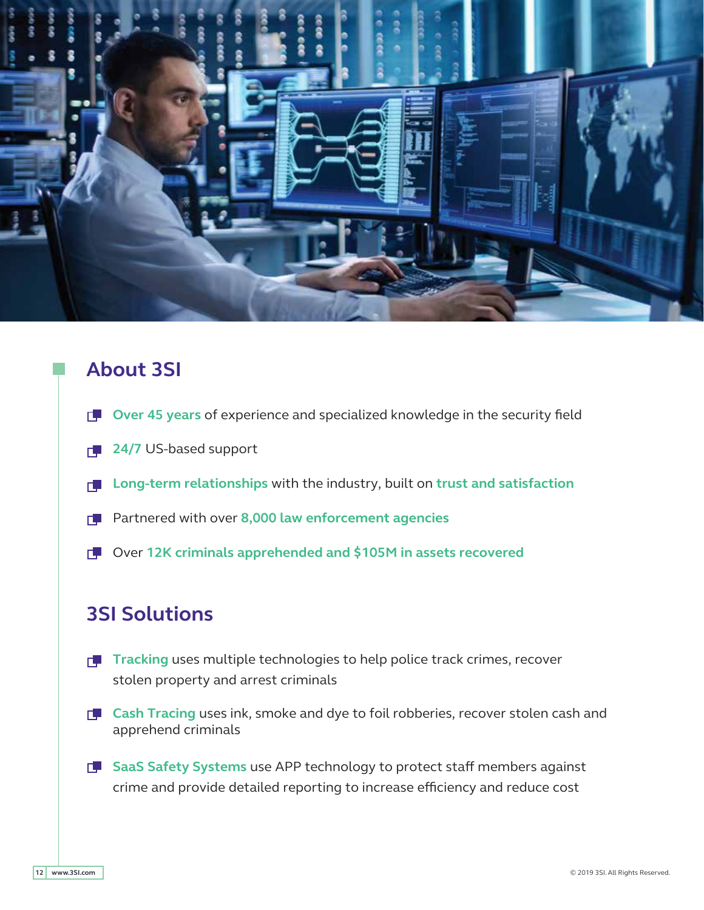## About 3SI

- **Over 45 years** of experience and specialized knowledge in the security field
- **24/7** US-based support
- **Long-term relationships** with the industry, built on **trust and satisfaction**
- Partnered with over **8,000 law enforcement agencies**
- Over **12K criminals apprehended and $105M in assets recovered**

## 3SI Solutions

- **Tracking** uses multiple technologies to help police track crimes, recover stolen property and arrest criminals
- **Cash Tracing** uses ink, smoke and dye to foil robberies, recover stolen cash and apprehend criminals
- **SaaS Safety Systems** use APP technology to protect staff members against crime and provide detailed reporting to increase efficiency and reduce cost

www.3SI.com

© 2019 3SI. All Rights Reserved.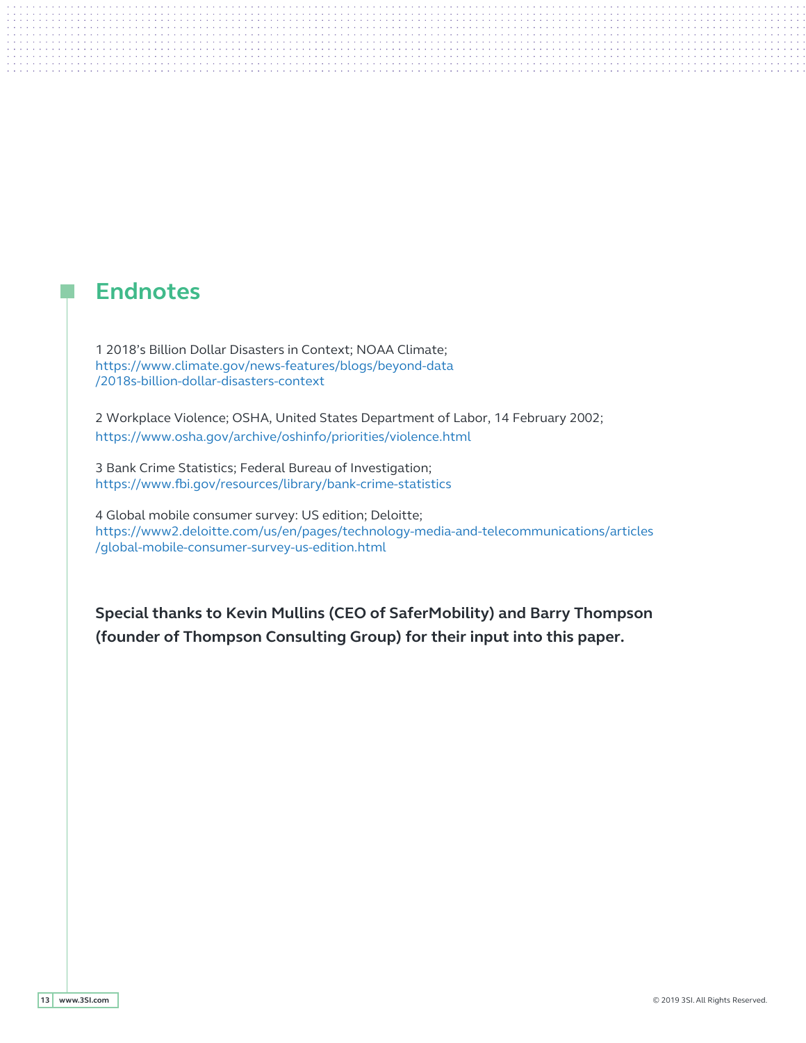## Endnotes

1 2018's Billion Dollar Disasters in Context; NOAA Climate; https://www.climate.gov/news-features/blogs/beyond-data/2018s-billion-dollar-disasters-context

2 Workplace Violence; OSHA, United States Department of Labor, 14 February 2002; https://www.osha.gov/archive/oshinfo/priorities/violence.html

3 Bank Crime Statistics; Federal Bureau of Investigation; https://www.fbi.gov/resources/library/bank-crime-statistics

4 Global mobile consumer survey: US edition; Deloitte; https://www2.deloitte.com/us/en/pages/technology-media-and-telecommunications/articles/global-mobile-consumer-survey-us-edition.html

**Special thanks to Kevin Mullins (CEO of SaferMobility) and Barry Thompson (founder of Thompson Consulting Group) for their input into this paper.**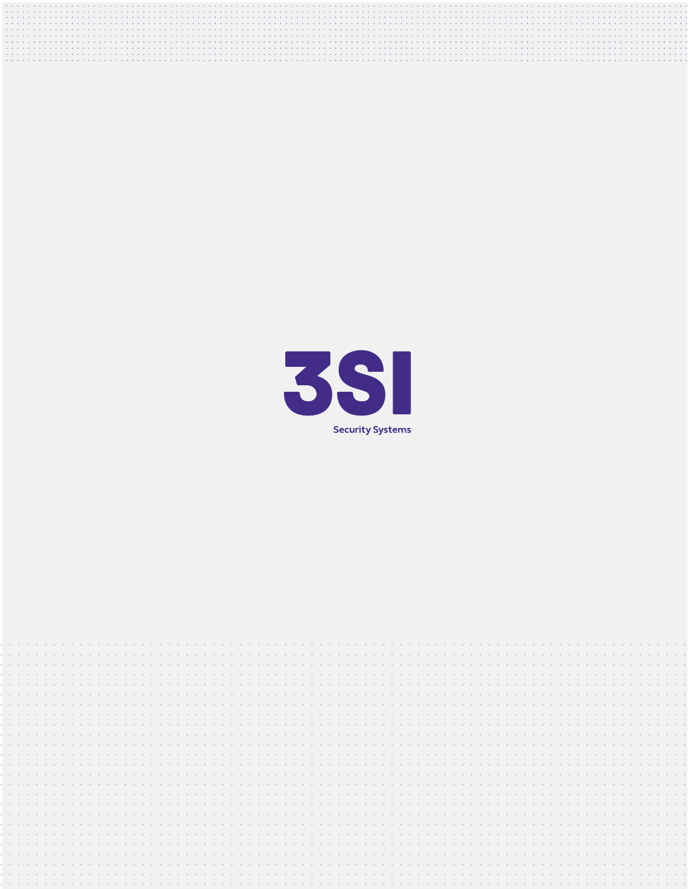3SI

Security Systems